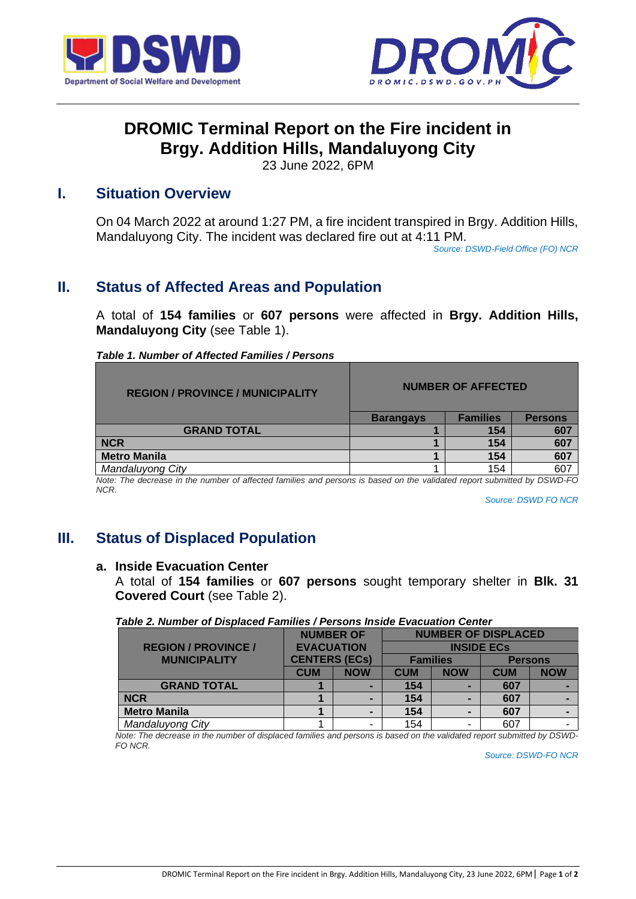# DROMIC Terminal Report on the Fire incident in Brgy. Addition Hills, Mandaluyong City

23 June 2022, 6PM

## I. Situation Overview

On 04 March 2022 at around 1:27 PM, a fire incident transpired in Brgy. Addition Hills, Mandaluyong City. The incident was declared fire out at 4:11 PM.

*Source: DSWD-Field Office (FO) NCR*

## II. Status of Affected Areas and Population

A total of **154 families** or **607 persons** were affected in **Brgy. Addition Hills, Mandaluyong City** (see Table 1).

***Table 1. Number of Affected Families / Persons***

| REGION / PROVINCE / MUNICIPALITY | NUMBER OF AFFECTED | | |
|---|---|---|---|
| | Barangays | Families | Persons |
| **GRAND TOTAL** | **1** | **154** | **607** |
| **NCR** | **1** | **154** | **607** |
| **Metro Manila** | **1** | **154** | **607** |
| *Mandaluyong City* | 1 | 154 | 607 |

*Note: The decrease in the number of affected families and persons is based on the validated report submitted by DSWD-FO NCR.*

*Source: DSWD FO NCR*

## III. Status of Displaced Population

### a. Inside Evacuation Center

A total of **154 families** or **607 persons** sought temporary shelter in **Blk. 31 Covered Court** (see Table 2).

***Table 2. Number of Displaced Families / Persons Inside Evacuation Center***

| REGION / PROVINCE / MUNICIPALITY | NUMBER OF EVACUATION CENTERS (ECs) | | NUMBER OF DISPLACED INSIDE ECs | | | |
|---|---|---|---|---|---|---|
| | | | Families | | Persons | |
| | CUM | NOW | CUM | NOW | CUM | NOW |
| **GRAND TOTAL** | **1** | **-** | **154** | **-** | **607** | **-** |
| **NCR** | **1** | **-** | **154** | **-** | **607** | **-** |
| **Metro Manila** | **1** | **-** | **154** | **-** | **607** | **-** |
| *Mandaluyong City* | 1 | - | 154 | - | 607 | - |

*Note: The decrease in the number of displaced families and persons is based on the validated report submitted by DSWD-FO NCR.*

*Source: DSWD-FO NCR*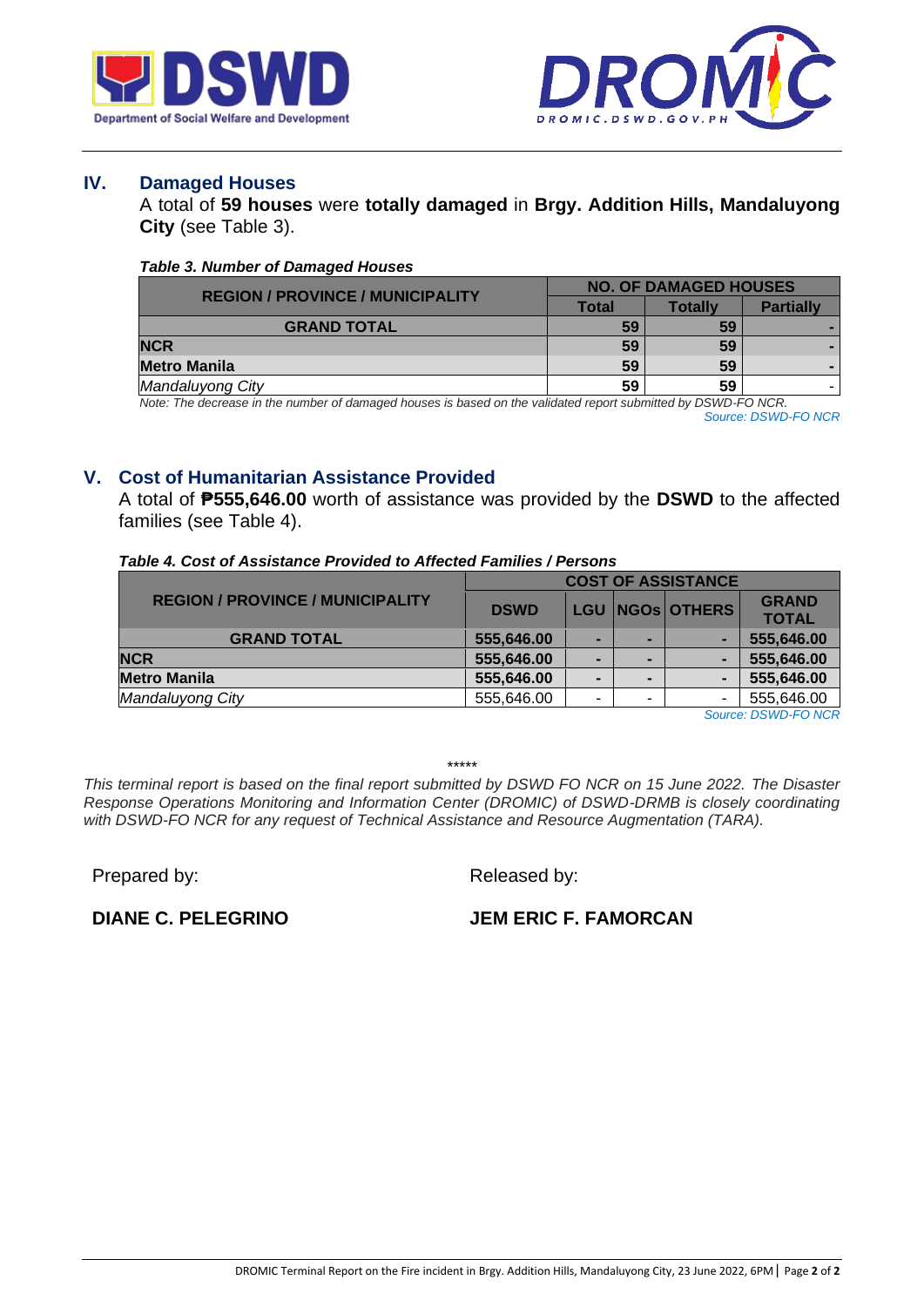## IV. Damaged Houses

A total of **59 houses** were **totally damaged** in **Brgy. Addition Hills, Mandaluyong City** (see Table 3).

***Table 3. Number of Damaged Houses***

| REGION / PROVINCE / MUNICIPALITY | NO. OF DAMAGED HOUSES | | |
|---|---|---|---|
| | Total | Totally | Partially |
| **GRAND TOTAL** | **59** | **59** | **-** |
| **NCR** | **59** | **59** | **-** |
| **Metro Manila** | **59** | **59** | **-** |
| *Mandaluyong City* | 59 | 59 | - |

*Note: The decrease in the number of damaged houses is based on the validated report submitted by DSWD-FO NCR.*

*Source: DSWD-FO NCR*

## V. Cost of Humanitarian Assistance Provided

A total of **₱555,646.00** worth of assistance was provided by the **DSWD** to the affected families (see Table 4).

***Table 4. Cost of Assistance Provided to Affected Families / Persons***

| REGION / PROVINCE / MUNICIPALITY | COST OF ASSISTANCE | | | | |
|---|---|---|---|---|---|
| | DSWD | LGU | NGOs | OTHERS | GRAND TOTAL |
| **GRAND TOTAL** | **555,646.00** | **-** | **-** | **-** | **555,646.00** |
| **NCR** | **555,646.00** | **-** | **-** | **-** | **555,646.00** |
| **Metro Manila** | **555,646.00** | **-** | **-** | **-** | **555,646.00** |
| *Mandaluyong City* | 555,646.00 | - | - | - | 555,646.00 |

*Source: DSWD-FO NCR*

*****

*This terminal report is based on the final report submitted by DSWD FO NCR on 15 June 2022. The Disaster Response Operations Monitoring and Information Center (DROMIC) of DSWD-DRMB is closely coordinating with DSWD-FO NCR for any request of Technical Assistance and Resource Augmentation (TARA).*

Prepared by:

**DIANE C. PELEGRINO**

Released by:

**JEM ERIC F. FAMORCAN**